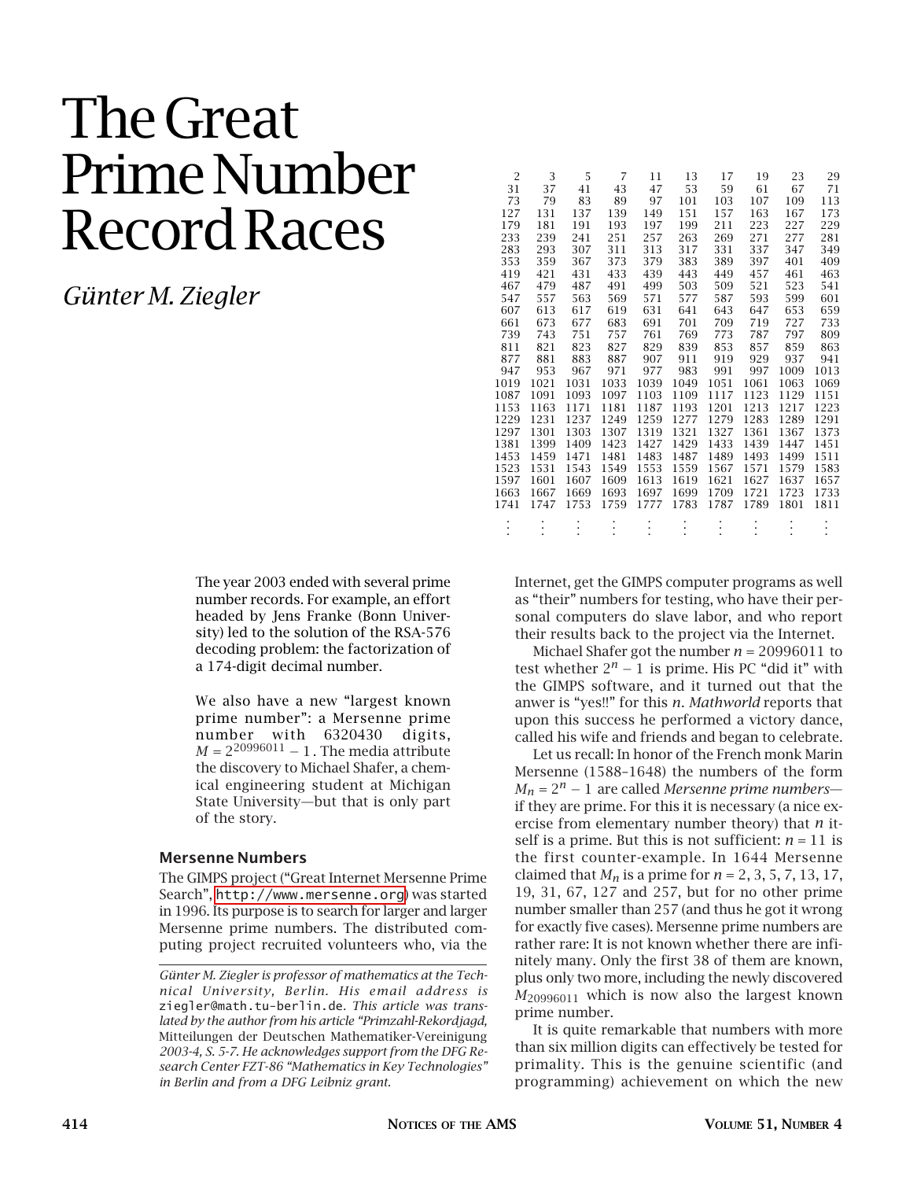# The Great Prime Number Record Races

*Günter M. Ziegler*

| | | | | | | | | | |
|---|---|---|---|---|---|---|---|---|---|
| 2 | 3 | 5 | 7 | 11 | 13 | 17 | 19 | 23 | 29 |
| 31 | 37 | 41 | 43 | 47 | 53 | 59 | 61 | 67 | 71 |
| 73 | 79 | 83 | 89 | 97 | 101 | 103 | 107 | 109 | 113 |
| 127 | 131 | 137 | 139 | 149 | 151 | 157 | 163 | 167 | 173 |
| 179 | 181 | 191 | 193 | 197 | 199 | 211 | 223 | 227 | 229 |
| 233 | 239 | 241 | 251 | 257 | 263 | 269 | 271 | 277 | 281 |
| 283 | 293 | 307 | 311 | 313 | 317 | 331 | 337 | 347 | 349 |
| 353 | 359 | 367 | 373 | 379 | 383 | 389 | 397 | 401 | 409 |
| 419 | 421 | 431 | 433 | 439 | 443 | 449 | 457 | 461 | 463 |
| 467 | 479 | 487 | 491 | 499 | 503 | 509 | 521 | 523 | 541 |
| 547 | 557 | 563 | 569 | 571 | 577 | 587 | 593 | 599 | 601 |
| 607 | 613 | 617 | 619 | 631 | 641 | 643 | 647 | 653 | 659 |
| 661 | 673 | 677 | 683 | 691 | 701 | 709 | 719 | 727 | 733 |
| 739 | 743 | 751 | 757 | 761 | 769 | 773 | 787 | 797 | 809 |
| 811 | 821 | 823 | 827 | 829 | 839 | 853 | 857 | 859 | 863 |
| 877 | 881 | 883 | 887 | 907 | 911 | 919 | 929 | 937 | 941 |
| 947 | 953 | 967 | 971 | 977 | 983 | 991 | 997 | 1009 | 1013 |
| 1019 | 1021 | 1031 | 1033 | 1039 | 1049 | 1051 | 1061 | 1063 | 1069 |
| 1087 | 1091 | 1093 | 1097 | 1103 | 1109 | 1117 | 1123 | 1129 | 1151 |
| 1153 | 1163 | 1171 | 1181 | 1187 | 1193 | 1201 | 1213 | 1217 | 1223 |
| 1229 | 1231 | 1237 | 1249 | 1259 | 1277 | 1279 | 1283 | 1289 | 1291 |
| 1297 | 1301 | 1303 | 1307 | 1319 | 1321 | 1327 | 1361 | 1367 | 1373 |
| 1381 | 1399 | 1409 | 1423 | 1427 | 1429 | 1433 | 1439 | 1447 | 1451 |
| 1453 | 1459 | 1471 | 1481 | 1483 | 1487 | 1489 | 1493 | 1499 | 1511 |
| 1523 | 1531 | 1543 | 1549 | 1553 | 1559 | 1567 | 1571 | 1579 | 1583 |
| 1597 | 1601 | 1607 | 1609 | 1613 | 1619 | 1621 | 1627 | 1637 | 1657 |
| 1663 | 1667 | 1669 | 1693 | 1697 | 1699 | 1709 | 1721 | 1723 | 1733 |
| 1741 | 1747 | 1753 | 1759 | 1777 | 1783 | 1787 | 1789 | 1801 | 1811 |
| ⋮ | ⋮ | ⋮ | ⋮ | ⋮ | ⋮ | ⋮ | ⋮ | ⋮ | ⋮ |

The year 2003 ended with several prime number records. For example, an effort headed by Jens Franke (Bonn University) led to the solution of the RSA-576 decoding problem: the factorization of a 174-digit decimal number.

We also have a new "largest known prime number": a Mersenne prime number with 6320430 digits, $M = 2^{20996011} - 1$. The media attribute the discovery to Michael Shafer, a chemical engineering student at Michigan State University—but that is only part of the story.

### Mersenne Numbers

The GIMPS project ("Great Internet Mersenne Prime Search", http://www.mersenne.org) was started in 1996. Its purpose is to search for larger and larger Mersenne prime numbers. The distributed computing project recruited volunteers who, via the Internet, get the GIMPS computer programs as well as "their" numbers for testing, who have their personal computers do slave labor, and who report their results back to the project via the Internet.

Michael Shafer got the number $n = 20996011$ to test whether $2^n - 1$ is prime. His PC "did it" with the GIMPS software, and it turned out that the anwer is "yes!!" for this $n$. *Mathworld* reports that upon this success he performed a victory dance, called his wife and friends and began to celebrate.

Let us recall: In honor of the French monk Marin Mersenne (1588–1648) the numbers of the form $M_n = 2^n - 1$ are called *Mersenne prime numbers*—if they are prime. For this it is necessary (a nice exercise from elementary number theory) that $n$ itself is a prime. But this is not sufficient: $n = 11$ is the first counter-example. In 1644 Mersenne claimed that $M_n$ is a prime for $n = 2, 3, 5, 7, 13, 17, 19, 31, 67, 127$ and $257$, but for no other prime number smaller than 257 (and thus he got it wrong for exactly five cases). Mersenne prime numbers are rather rare: It is not known whether there are infinitely many. Only the first 38 of them are known, plus only two more, including the newly discovered $M_{20996011}$ which is now also the largest known prime number.

It is quite remarkable that numbers with more than six million digits can effectively be tested for primality. This is the genuine scientific (and programming) achievement on which the new

---

*Günter M. Ziegler is professor of mathematics at the Technical University, Berlin. His email address is* ziegler@math.tu-berlin.de. *This article was translated by the author from his article "Primzahl-Rekordjagd,* Mitteilungen der Deutschen Mathematiker-Vereinigung *2003-4, S. 5-7. He acknowledges support from the DFG Research Center FZT-86 "Mathematics in Key Technologies" in Berlin and from a DFG Leibniz grant.*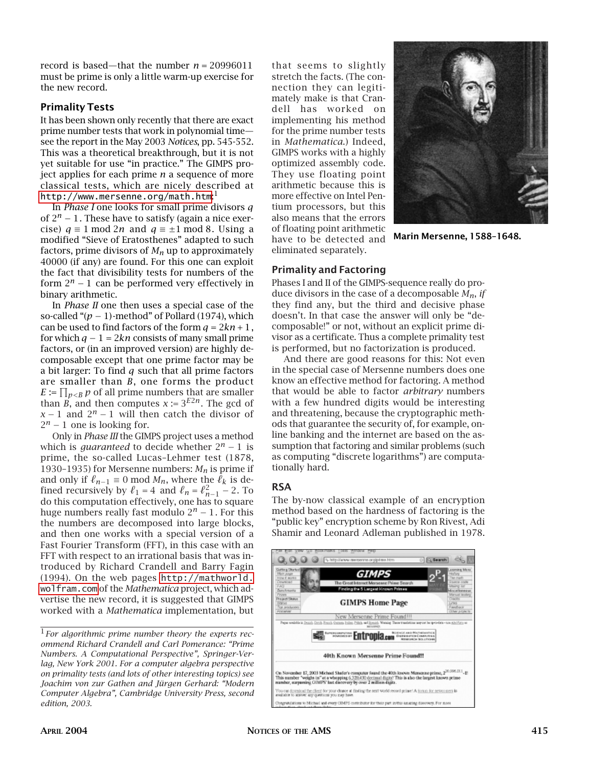record is based—that the number $n = 20996011$ must be prime is only a little warm-up exercise for the new record.

## Primality Tests

It has been shown only recently that there are exact prime number tests that work in polynomial time—see the report in the May 2003 *Notices*, pp. 545-552. This was a theoretical breakthrough, but it is not yet suitable for use "in practice." The GIMPS project applies for each prime $n$ a sequence of more classical tests, which are nicely described at http://www.mersenne.org/math.htm[1]

In *Phase I* one looks for small prime divisors $q$ of $2^n - 1$. These have to satisfy (again a nice exercise) $q \equiv 1 \bmod 2n$ and $q \equiv \pm 1 \bmod 8$. Using a modified "Sieve of Eratosthenes" adapted to such factors, prime divisors of $M_n$ up to approximately 40000 (if any) are found. For this one can exploit the fact that divisibility tests for numbers of the form $2^n - 1$ can be performed very effectively in binary arithmetic.

In *Phase II* one then uses a special case of the so-called "$(p-1)$-method" of Pollard (1974), which can be used to find factors of the form $q = 2kn + 1$, for which $q - 1 = 2kn$ consists of many small prime factors, or (in an improved version) are highly decomposable except that one prime factor may be a bit larger: To find $q$ such that all prime factors are smaller than $B$, one forms the product $E := \prod_{p<B} p$ of all prime numbers that are smaller than $B$, and then computes $x := 3^{E2n}$. The gcd of $x - 1$ and $2^n - 1$ will then catch the divisor of $2^n - 1$ one is looking for.

Only in *Phase III* the GIMPS project uses a method which is *guaranteed* to decide whether $2^n - 1$ is prime, the so-called Lucas–Lehmer test (1878, 1930–1935) for Mersenne numbers: $M_n$ is prime if and only if $\ell_{n-1} \equiv 0 \bmod M_n$, where the $\ell_k$ is defined recursively by $\ell_1 = 4$ and $\ell_n = \ell_{n-1}^2 - 2$. To do this computation effectively, one has to square huge numbers really fast modulo $2^n - 1$. For this the numbers are decomposed into large blocks, and then one works with a special version of a Fast Fourier Transform (FFT), in this case with an FFT with respect to an irrational basis that was introduced by Richard Crandell and Barry Fagin (1994). On the web pages http://mathworld.wolfram.com of the *Mathematica* project, which advertise the new record, it is suggested that GIMPS worked with a *Mathematica* implementation, but that seems to slightly stretch the facts. (The connection they can legitimately make is that Crandell has worked on implementing his method for the prime number tests in *Mathematica*.) Indeed, GIMPS works with a highly optimized assembly code. They use floating point arithmetic because this is more effective on Intel Pentium processors, but this also means that the errors of floating point arithmetic have to be detected and eliminated separately.

**Marin Mersenne, 1588–1648.**

## Primality and Factoring

Phases I and II of the GIMPS-sequence really do produce divisors in the case of a decomposable $M_n$, *if* they find any, but the third and decisive phase doesn't. In that case the answer will only be "decomposable!" or not, without an explicit prime divisor as a certificate. Thus a complete primality test is performed, but no factorization is produced.

And there are good reasons for this: Not even in the special case of Mersenne numbers does one know an effective method for factoring. A method that would be able to factor *arbitrary* numbers with a few hundred digits would be interesting and threatening, because the cryptographic methods that guarantee the security of, for example, online banking and the internet are based on the assumption that factoring and similar problems (such as computing "discrete logarithms") are computationally hard.

## RSA

The by-now classical example of an encryption method based on the hardness of factoring is the "public key" encryption scheme by Ron Rivest, Adi Shamir and Leonard Adleman published in 1978.

[1] *For algorithmic prime number theory the experts recommend Richard Crandell and Carl Pomerance: "Prime Numbers. A Computational Perspective", Springer-Verlag, New York 2001. For a computer algebra perspective on primality tests (and lots of other interesting topics) see Joachim von zur Gathen and Jürgen Gerhard: "Modern Computer Algebra", Cambridge University Press, second edition, 2003.*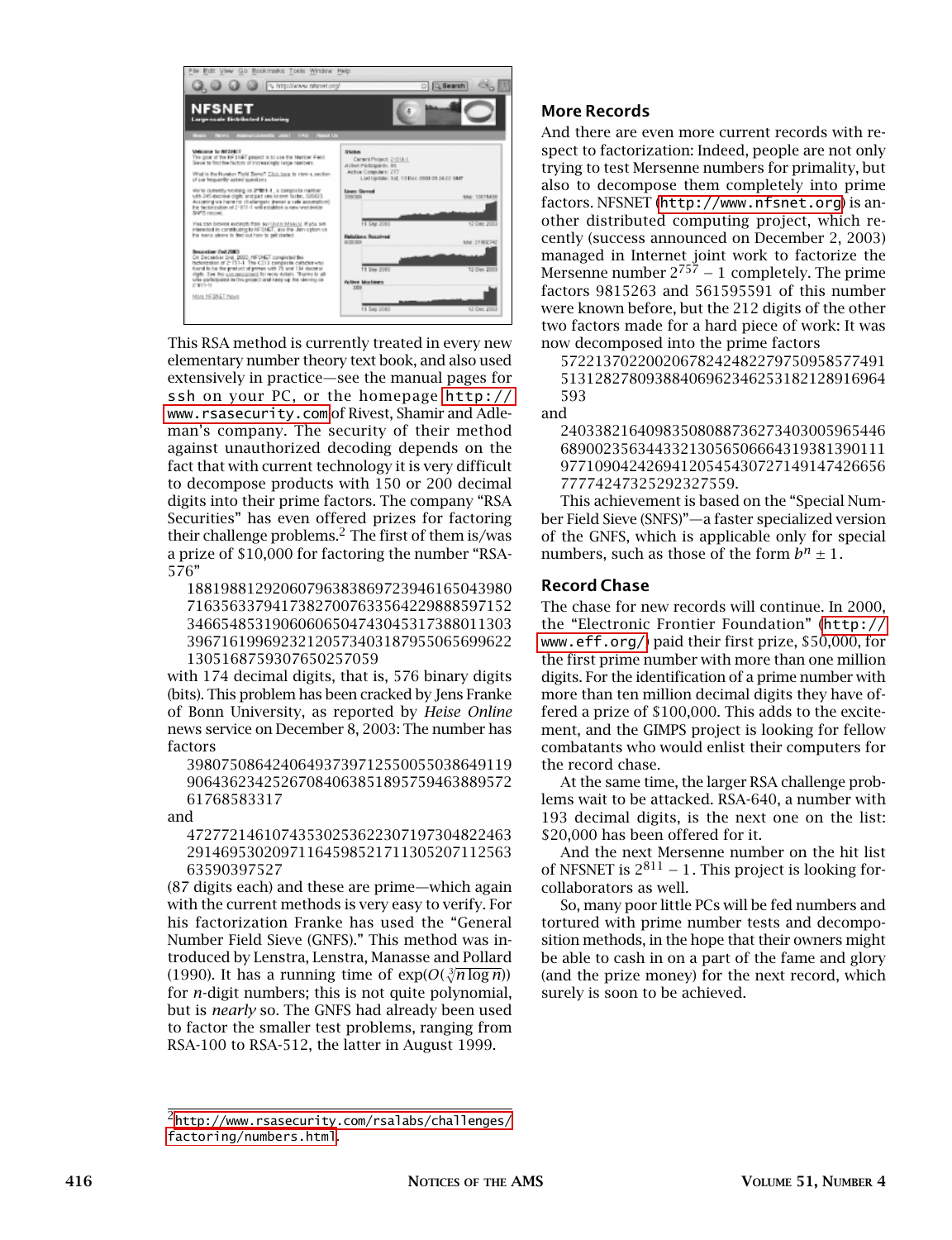This RSA method is currently treated in every new elementary number theory text book, and also used extensively in practice—see the manual pages for ssh on your PC, or the homepage http://www.rsasecurity.com of Rivest, Shamir and Adleman's company. The security of their method against unauthorized decoding depends on the fact that with current technology it is very difficult to decompose products with 150 or 200 decimal digits into their prime factors. The company "RSA Securities" has even offered prizes for factoring their challenge problems.[2] The first of them is/was a prize of \$10,000 for factoring the number "RSA-576"

188198812920607963838697239461650439807163563379417382700763356422988859715234665485319060606504743045317388011303396716199692321205734031879550656996221305168759307650257059

with 174 decimal digits, that is, 576 binary digits (bits). This problem has been cracked by Jens Franke of Bonn University, as reported by *Heise Online* news service on December 8, 2003: The number has factors

398075086424064937397125500550386491199064362342526708406385189575946388957261768583317

and

472772146107435302536223071973048224632914695302097116459852171130520711256363590397527

(87 digits each) and these are prime—which again with the current methods is very easy to verify. For his factorization Franke has used the "General Number Field Sieve (GNFS)." This method was introduced by Lenstra, Lenstra, Manasse and Pollard (1990). It has a running time of $\exp(O(\sqrt[3]{n \log n}))$ for $n$-digit numbers; this is not quite polynomial, but is *nearly* so. The GNFS had already been used to factor the smaller test problems, ranging from RSA-100 to RSA-512, the latter in August 1999.

## More Records

And there are even more current records with respect to factorization: Indeed, people are not only trying to test Mersenne numbers for primality, but also to decompose them completely into prime factors. NFSNET (http://www.nfsnet.org) is another distributed computing project, which recently (success announced on December 2, 2003) managed in Internet joint work to factorize the Mersenne number $2^{757} - 1$ completely. The prime factors 9815263 and 561595591 of this number were known before, but the 212 digits of the other two factors made for a hard piece of work: It was now decomposed into the prime factors

572213702200206782424822797509585774915131282780938840696234625318212891696459 3

and

240338216409835080887362734030059654466890023563443321305650666431938139011197710904242694120545430727149147426656777742473252923275 59.

This achievement is based on the "Special Number Field Sieve (SNFS)"—a faster specialized version of the GNFS, which is applicable only for special numbers, such as those of the form $b^n \pm 1$.

## Record Chase

The chase for new records will continue. In 2000, the "Electronic Frontier Foundation" (http://www.eff.org/) paid their first prize, \$50,000, for the first prime number with more than one million digits. For the identification of a prime number with more than ten million decimal digits they have offered a prize of \$100,000. This adds to the excitement, and the GIMPS project is looking for fellow combatants who would enlist their computers for the record chase.

At the same time, the larger RSA challenge problems wait to be attacked. RSA-640, a number with 193 decimal digits, is the next one on the list: \$20,000 has been offered for it.

And the next Mersenne number on the hit list of NFSNET is $2^{811} - 1$. This project is looking for collaborators as well.

So, many poor little PCs will be fed numbers and tortured with prime number tests and decomposition methods, in the hope that their owners might be able to cash in on a part of the fame and glory (and the prize money) for the next record, which surely is soon to be achieved.

[2] http://www.rsasecurity.com/rsalabs/challenges/factoring/numbers.html.